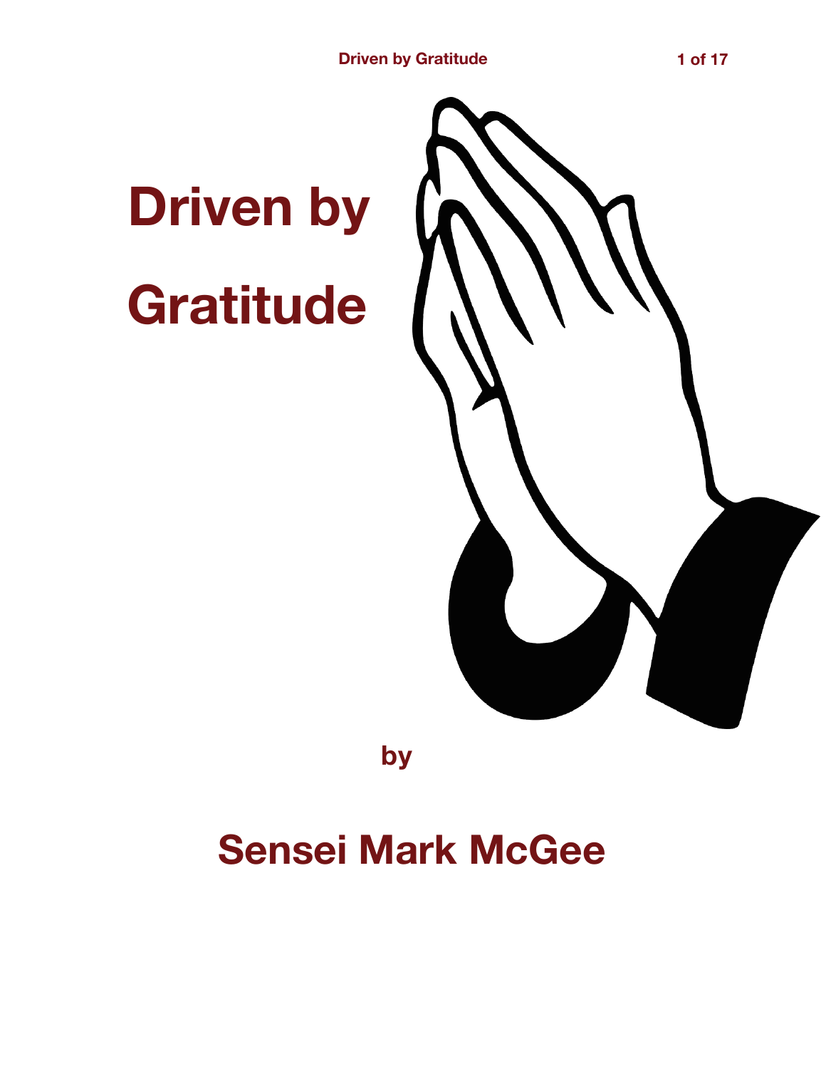# Driven by Gratitude

**by**

## Sensei Mark McGee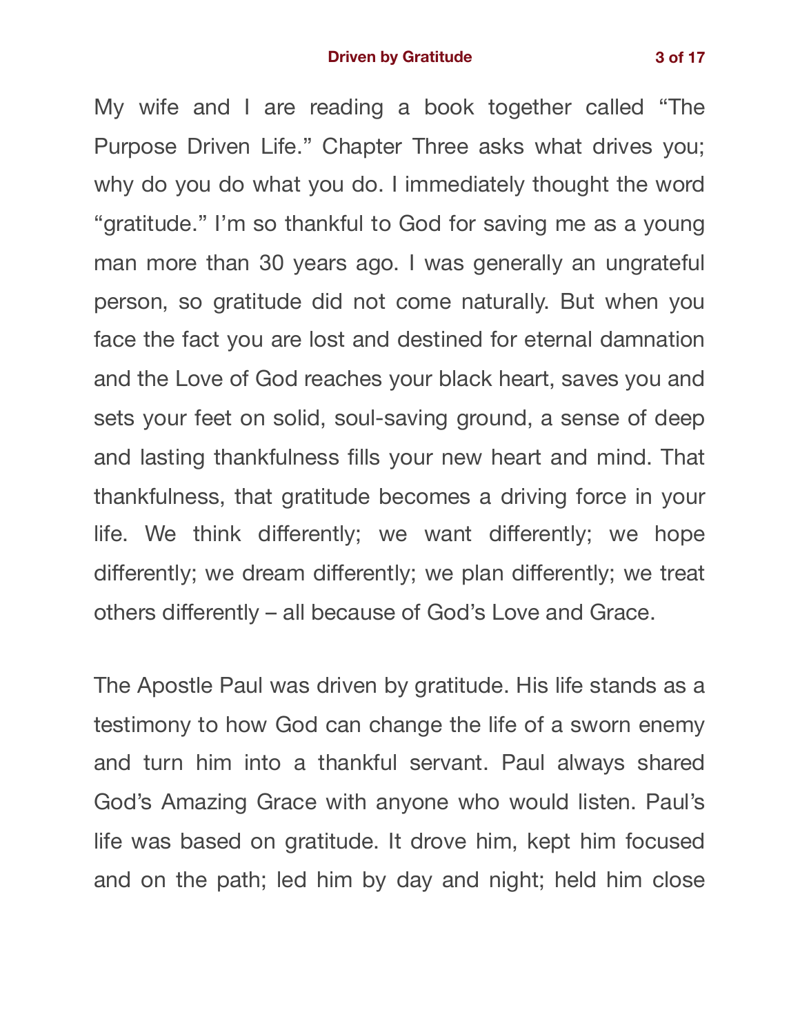My wife and I are reading a book together called "The Purpose Driven Life." Chapter Three asks what drives you; why do you do what you do. I immediately thought the word "gratitude." I'm so thankful to God for saving me as a young man more than 30 years ago. I was generally an ungrateful person, so gratitude did not come naturally. But when you face the fact you are lost and destined for eternal damnation and the Love of God reaches your black heart, saves you and sets your feet on solid, soul-saving ground, a sense of deep and lasting thankfulness fills your new heart and mind. That thankfulness, that gratitude becomes a driving force in your life. We think differently; we want differently; we hope differently; we dream differently; we plan differently; we treat others differently – all because of God's Love and Grace.

The Apostle Paul was driven by gratitude. His life stands as a testimony to how God can change the life of a sworn enemy and turn him into a thankful servant. Paul always shared God's Amazing Grace with anyone who would listen. Paul's life was based on gratitude. It drove him, kept him focused and on the path; led him by day and night; held him close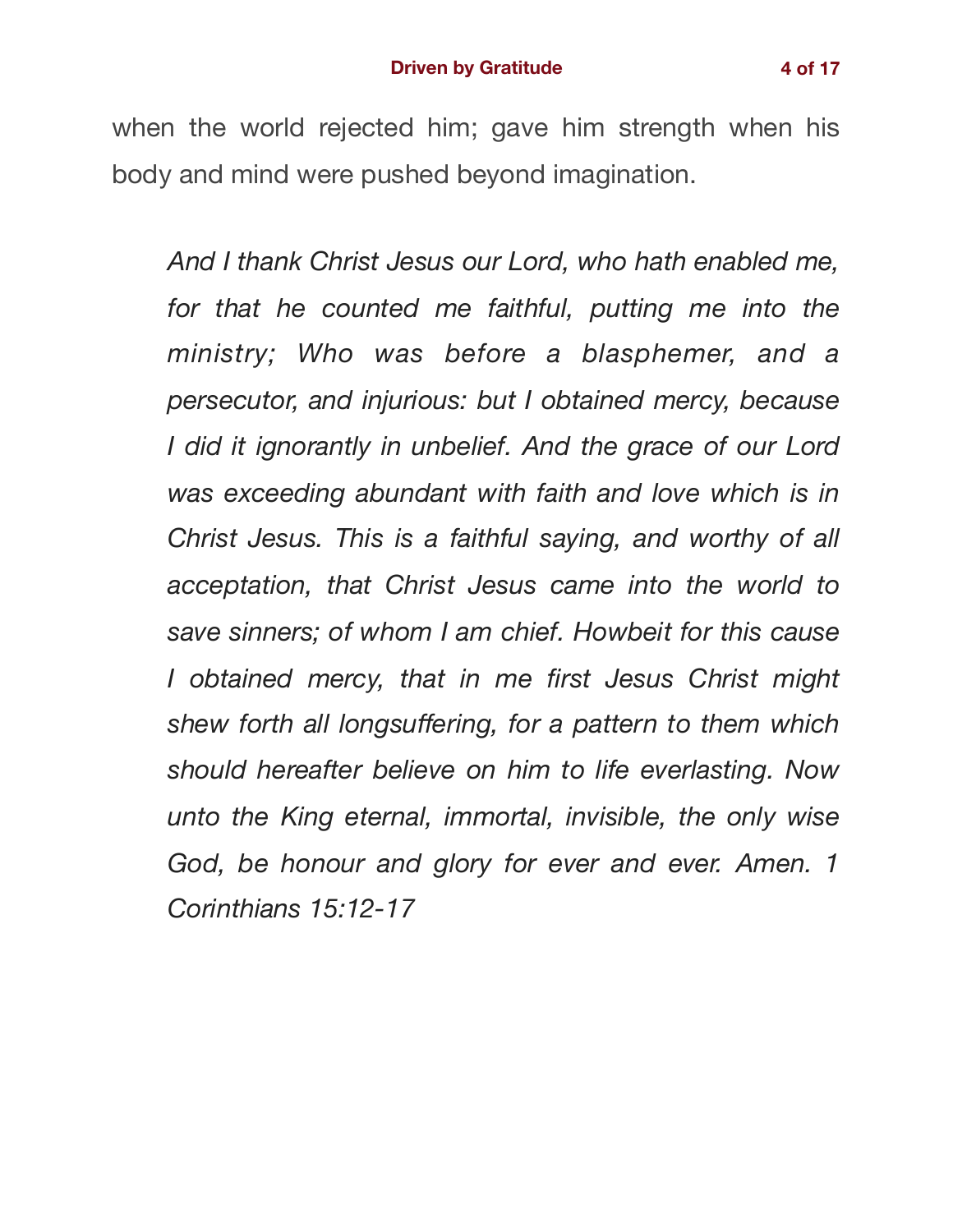when the world rejected him; gave him strength when his body and mind were pushed beyond imagination.

> *And I thank Christ Jesus our Lord, who hath enabled me, for that he counted me faithful, putting me into the ministry; Who was before a blasphemer, and a persecutor, and injurious: but I obtained mercy, because I did it ignorantly in unbelief. And the grace of our Lord was exceeding abundant with faith and love which is in Christ Jesus. This is a faithful saying, and worthy of all acceptation, that Christ Jesus came into the world to save sinners; of whom I am chief. Howbeit for this cause I obtained mercy, that in me first Jesus Christ might shew forth all longsuffering, for a pattern to them which should hereafter believe on him to life everlasting. Now unto the King eternal, immortal, invisible, the only wise God, be honour and glory for ever and ever. Amen. 1 Corinthians 15:12-17*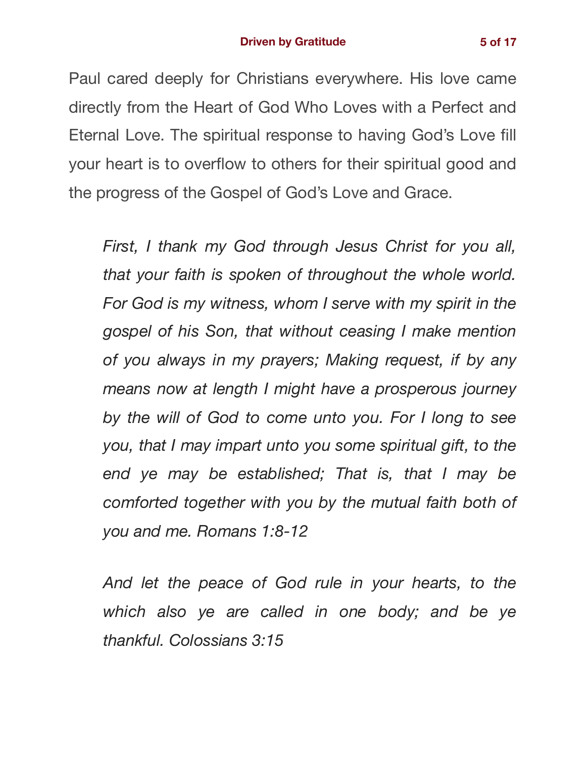Paul cared deeply for Christians everywhere. His love came directly from the Heart of God Who Loves with a Perfect and Eternal Love. The spiritual response to having God's Love fill your heart is to overflow to others for their spiritual good and the progress of the Gospel of God's Love and Grace.

> *First, I thank my God through Jesus Christ for you all, that your faith is spoken of throughout the whole world. For God is my witness, whom I serve with my spirit in the gospel of his Son, that without ceasing I make mention of you always in my prayers; Making request, if by any means now at length I might have a prosperous journey by the will of God to come unto you. For I long to see you, that I may impart unto you some spiritual gift, to the end ye may be established; That is, that I may be comforted together with you by the mutual faith both of you and me. Romans 1:8-12*

> *And let the peace of God rule in your hearts, to the which also ye are called in one body; and be ye thankful. Colossians 3:15*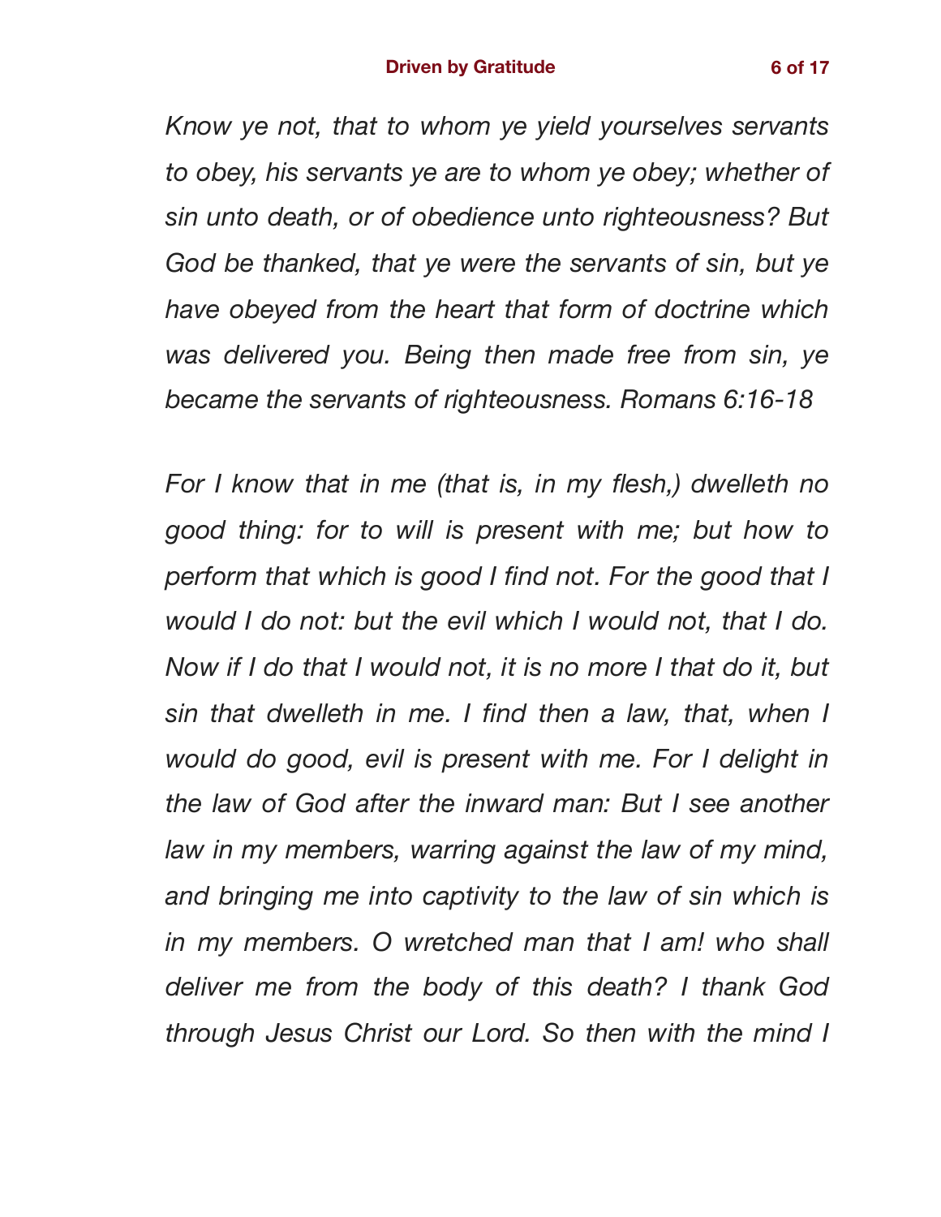*Know ye not, that to whom ye yield yourselves servants to obey, his servants ye are to whom ye obey; whether of sin unto death, or of obedience unto righteousness? But God be thanked, that ye were the servants of sin, but ye have obeyed from the heart that form of doctrine which was delivered you. Being then made free from sin, ye became the servants of righteousness. Romans 6:16-18*

*For I know that in me (that is, in my flesh,) dwelleth no good thing: for to will is present with me; but how to perform that which is good I find not. For the good that I would I do not: but the evil which I would not, that I do. Now if I do that I would not, it is no more I that do it, but sin that dwelleth in me. I find then a law, that, when I would do good, evil is present with me. For I delight in the law of God after the inward man: But I see another law in my members, warring against the law of my mind, and bringing me into captivity to the law of sin which is in my members. O wretched man that I am! who shall deliver me from the body of this death? I thank God through Jesus Christ our Lord. So then with the mind I*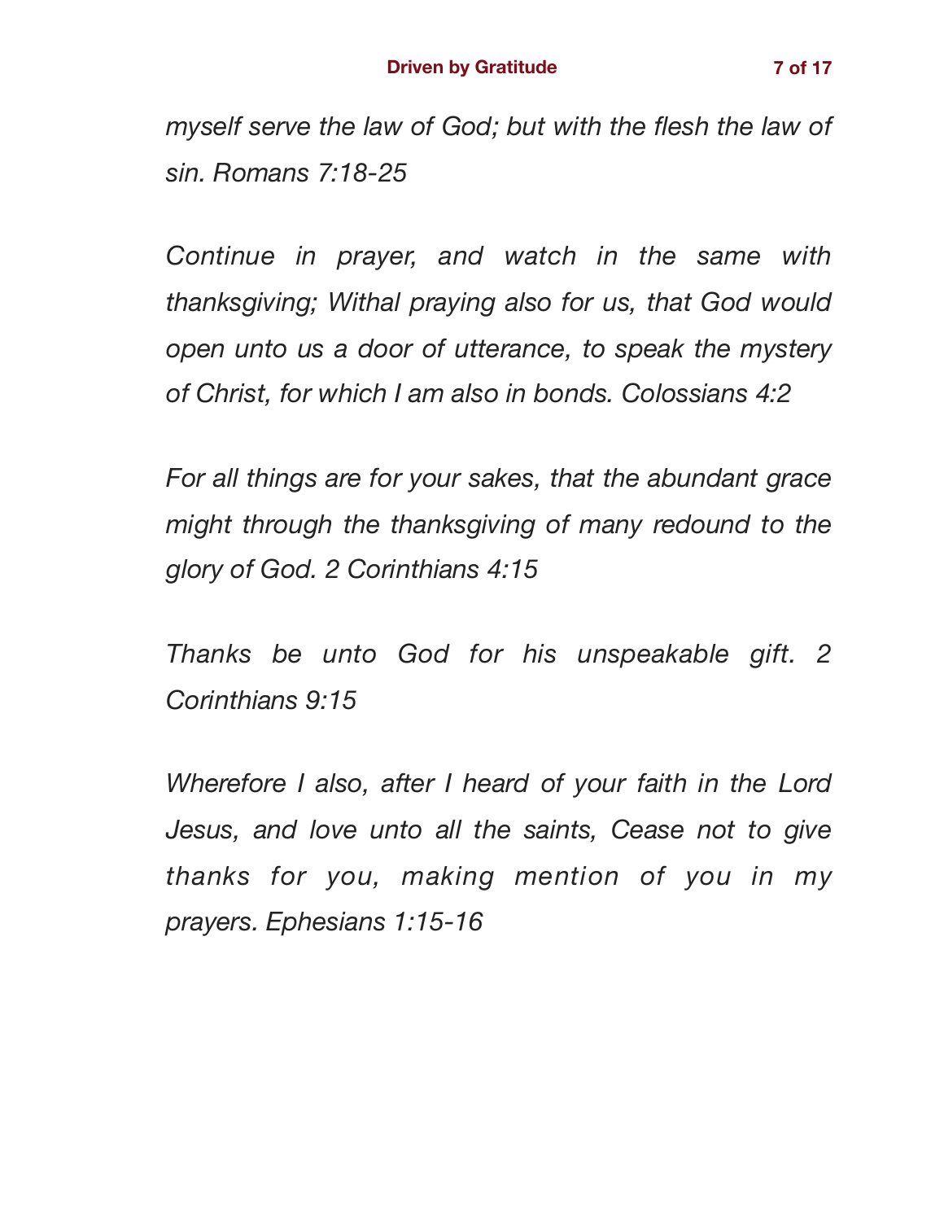*myself serve the law of God; but with the flesh the law of sin. Romans 7:18-25*

*Continue in prayer, and watch in the same with thanksgiving; Withal praying also for us, that God would open unto us a door of utterance, to speak the mystery of Christ, for which I am also in bonds. Colossians 4:2*

*For all things are for your sakes, that the abundant grace might through the thanksgiving of many redound to the glory of God. 2 Corinthians 4:15*

*Thanks be unto God for his unspeakable gift. 2 Corinthians 9:15*

*Wherefore I also, after I heard of your faith in the Lord Jesus, and love unto all the saints, Cease not to give thanks for you, making mention of you in my prayers. Ephesians 1:15-16*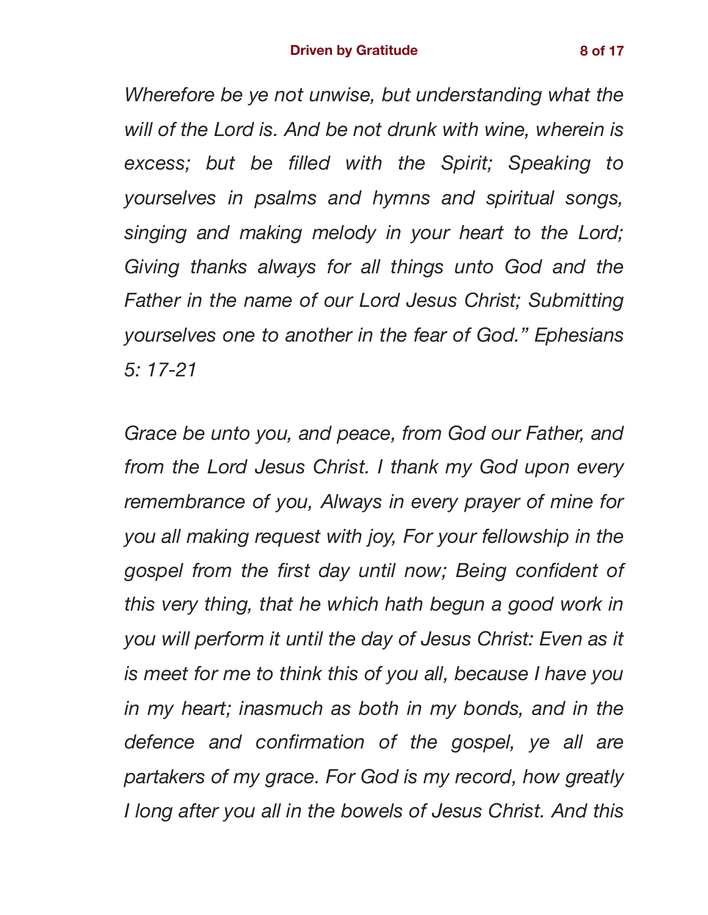*Wherefore be ye not unwise, but understanding what the will of the Lord is. And be not drunk with wine, wherein is excess; but be filled with the Spirit; Speaking to yourselves in psalms and hymns and spiritual songs, singing and making melody in your heart to the Lord; Giving thanks always for all things unto God and the Father in the name of our Lord Jesus Christ; Submitting yourselves one to another in the fear of God." Ephesians 5: 17-21*

*Grace be unto you, and peace, from God our Father, and from the Lord Jesus Christ. I thank my God upon every remembrance of you, Always in every prayer of mine for you all making request with joy, For your fellowship in the gospel from the first day until now; Being confident of this very thing, that he which hath begun a good work in you will perform it until the day of Jesus Christ: Even as it is meet for me to think this of you all, because I have you in my heart; inasmuch as both in my bonds, and in the defence and confirmation of the gospel, ye all are partakers of my grace. For God is my record, how greatly I long after you all in the bowels of Jesus Christ. And this*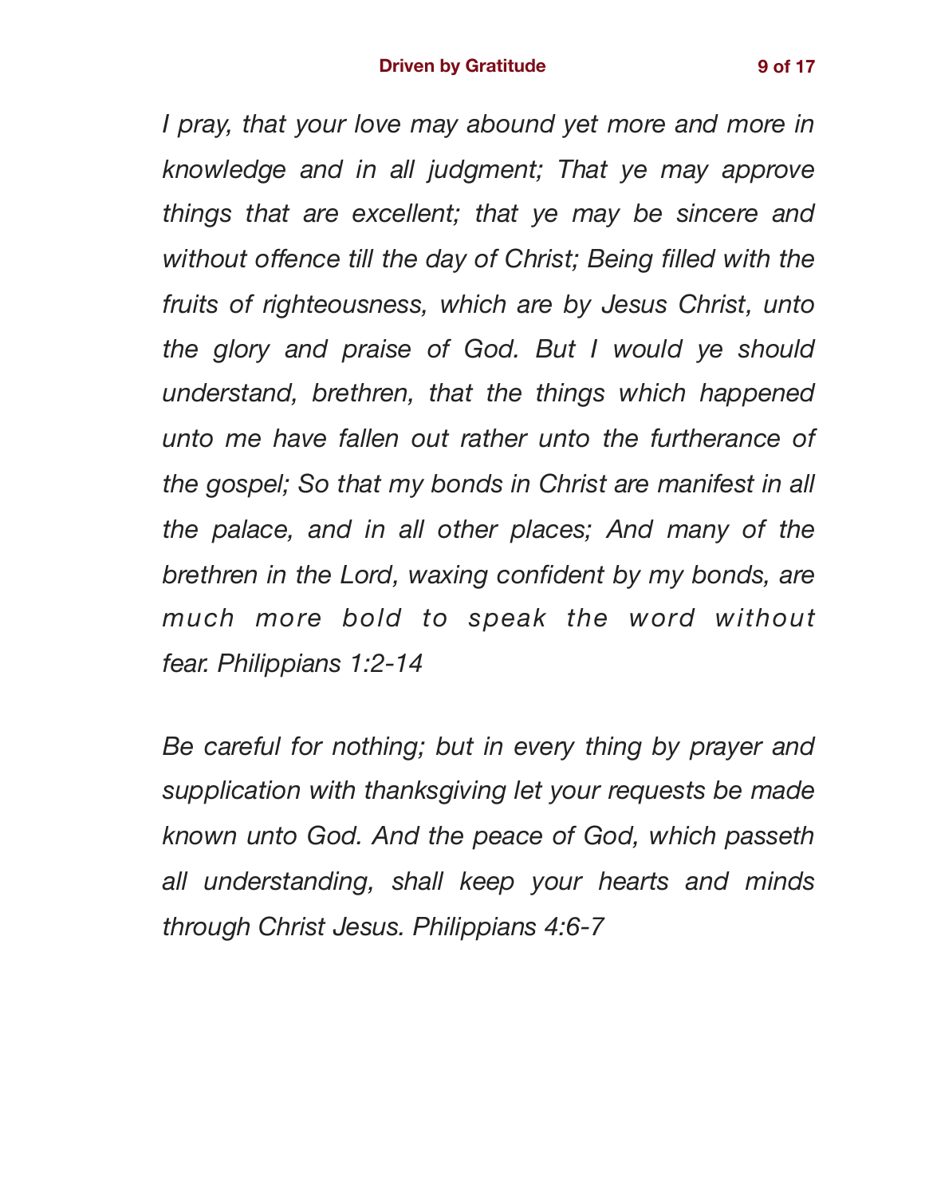*I pray, that your love may abound yet more and more in knowledge and in all judgment; That ye may approve things that are excellent; that ye may be sincere and without offence till the day of Christ; Being filled with the fruits of righteousness, which are by Jesus Christ, unto the glory and praise of God. But I would ye should understand, brethren, that the things which happened unto me have fallen out rather unto the furtherance of the gospel; So that my bonds in Christ are manifest in all the palace, and in all other places; And many of the brethren in the Lord, waxing confident by my bonds, are much more bold to speak the word without fear. Philippians 1:2-14*

*Be careful for nothing; but in every thing by prayer and supplication with thanksgiving let your requests be made known unto God. And the peace of God, which passeth all understanding, shall keep your hearts and minds through Christ Jesus. Philippians 4:6-7*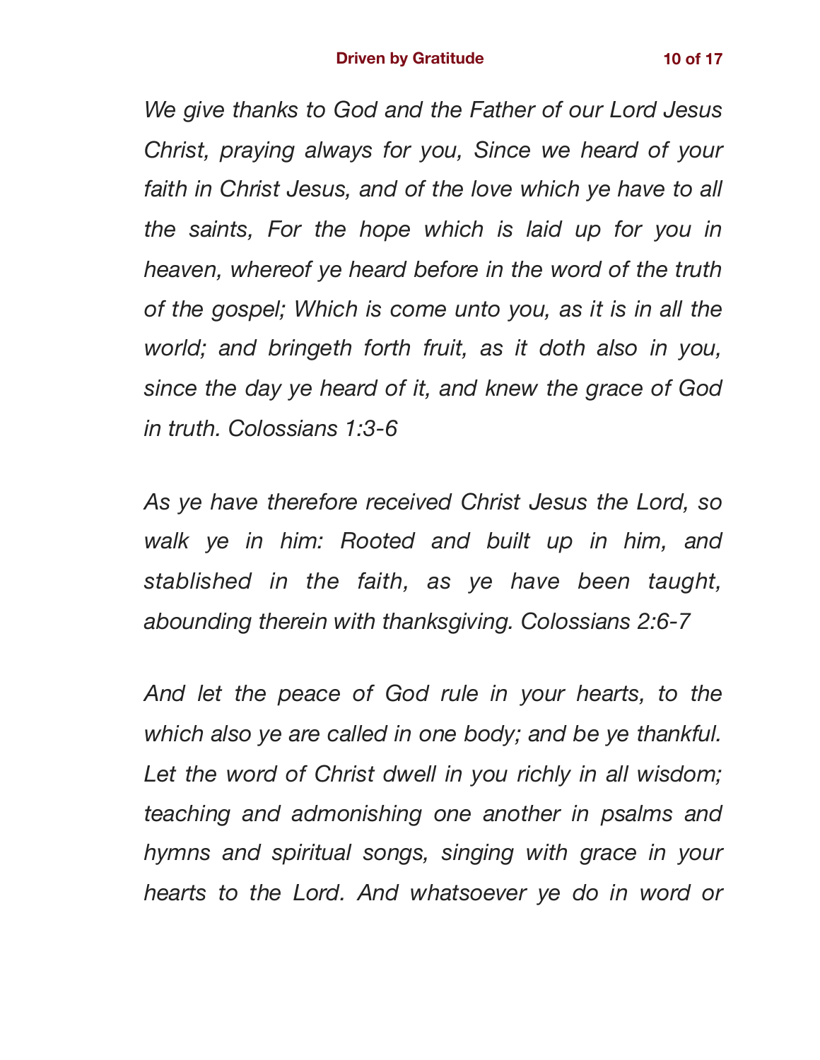*We give thanks to God and the Father of our Lord Jesus Christ, praying always for you, Since we heard of your faith in Christ Jesus, and of the love which ye have to all the saints, For the hope which is laid up for you in heaven, whereof ye heard before in the word of the truth of the gospel; Which is come unto you, as it is in all the world; and bringeth forth fruit, as it doth also in you, since the day ye heard of it, and knew the grace of God in truth. Colossians 1:3-6*

*As ye have therefore received Christ Jesus the Lord, so walk ye in him: Rooted and built up in him, and stablished in the faith, as ye have been taught, abounding therein with thanksgiving. Colossians 2:6-7*

*And let the peace of God rule in your hearts, to the which also ye are called in one body; and be ye thankful. Let the word of Christ dwell in you richly in all wisdom; teaching and admonishing one another in psalms and hymns and spiritual songs, singing with grace in your hearts to the Lord. And whatsoever ye do in word or*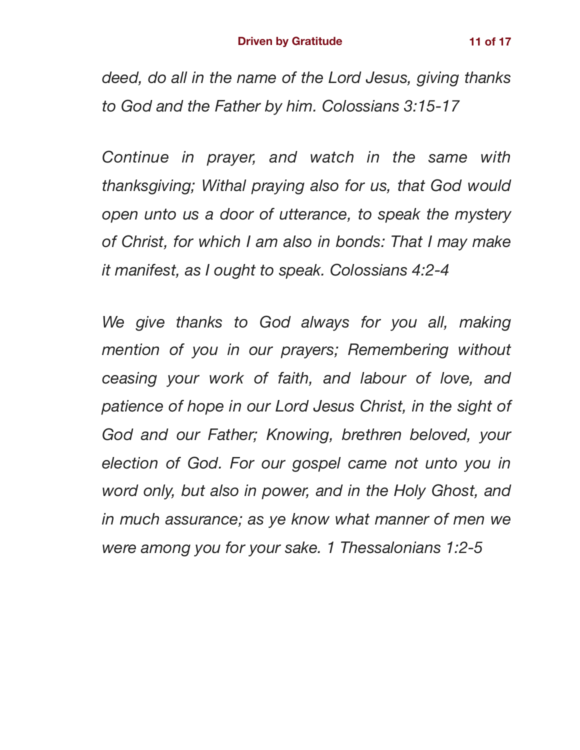*deed, do all in the name of the Lord Jesus, giving thanks to God and the Father by him. Colossians 3:15-17*

*Continue in prayer, and watch in the same with thanksgiving; Withal praying also for us, that God would open unto us a door of utterance, to speak the mystery of Christ, for which I am also in bonds: That I may make it manifest, as I ought to speak. Colossians 4:2-4*

*We give thanks to God always for you all, making mention of you in our prayers; Remembering without ceasing your work of faith, and labour of love, and patience of hope in our Lord Jesus Christ, in the sight of God and our Father; Knowing, brethren beloved, your election of God. For our gospel came not unto you in word only, but also in power, and in the Holy Ghost, and in much assurance; as ye know what manner of men we were among you for your sake. 1 Thessalonians 1:2-5*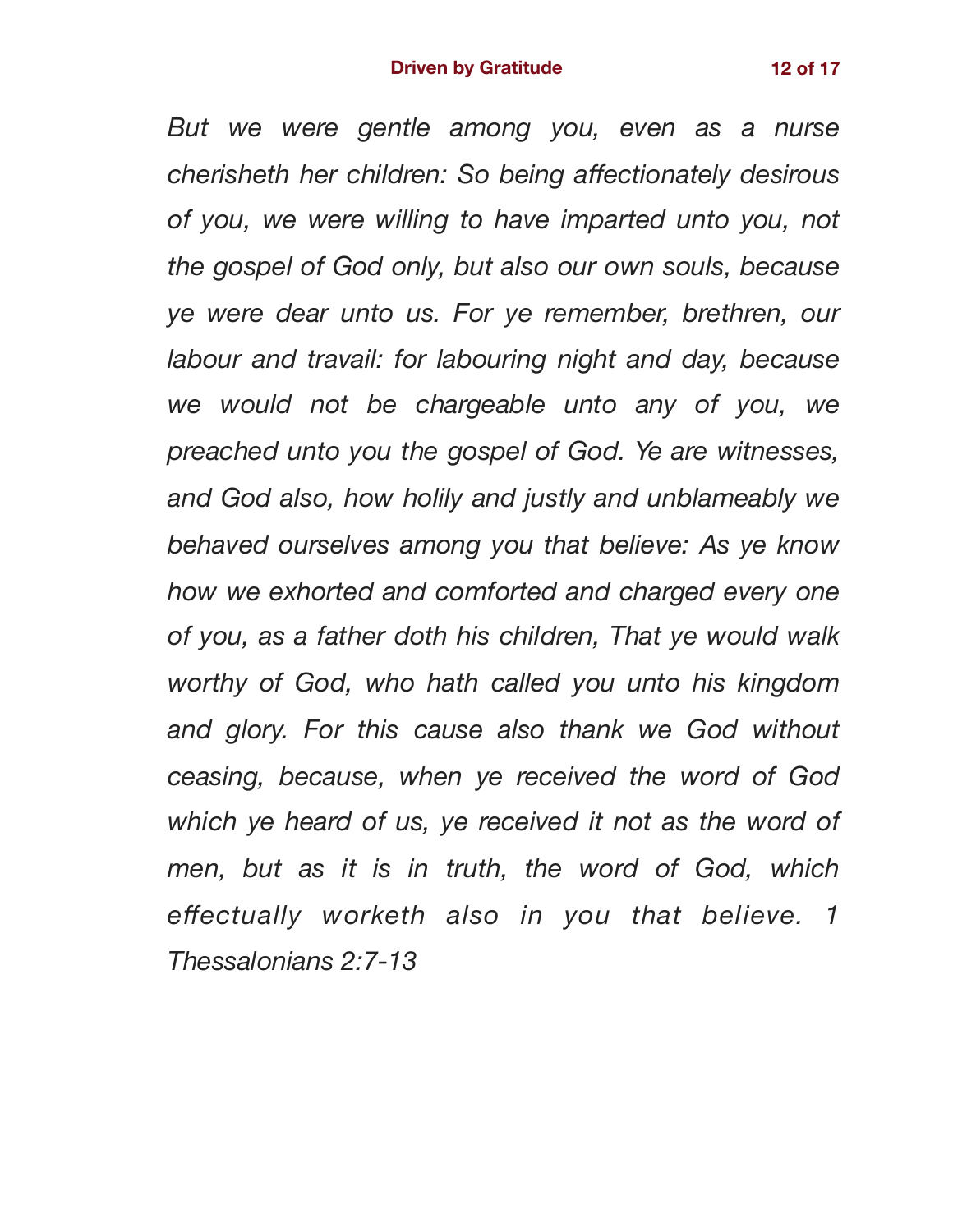*But we were gentle among you, even as a nurse cherisheth her children: So being affectionately desirous of you, we were willing to have imparted unto you, not the gospel of God only, but also our own souls, because ye were dear unto us. For ye remember, brethren, our labour and travail: for labouring night and day, because we would not be chargeable unto any of you, we preached unto you the gospel of God. Ye are witnesses, and God also, how holily and justly and unblameably we behaved ourselves among you that believe: As ye know how we exhorted and comforted and charged every one of you, as a father doth his children, That ye would walk worthy of God, who hath called you unto his kingdom and glory. For this cause also thank we God without ceasing, because, when ye received the word of God which ye heard of us, ye received it not as the word of men, but as it is in truth, the word of God, which effectually worketh also in you that believe. 1 Thessalonians 2:7-13*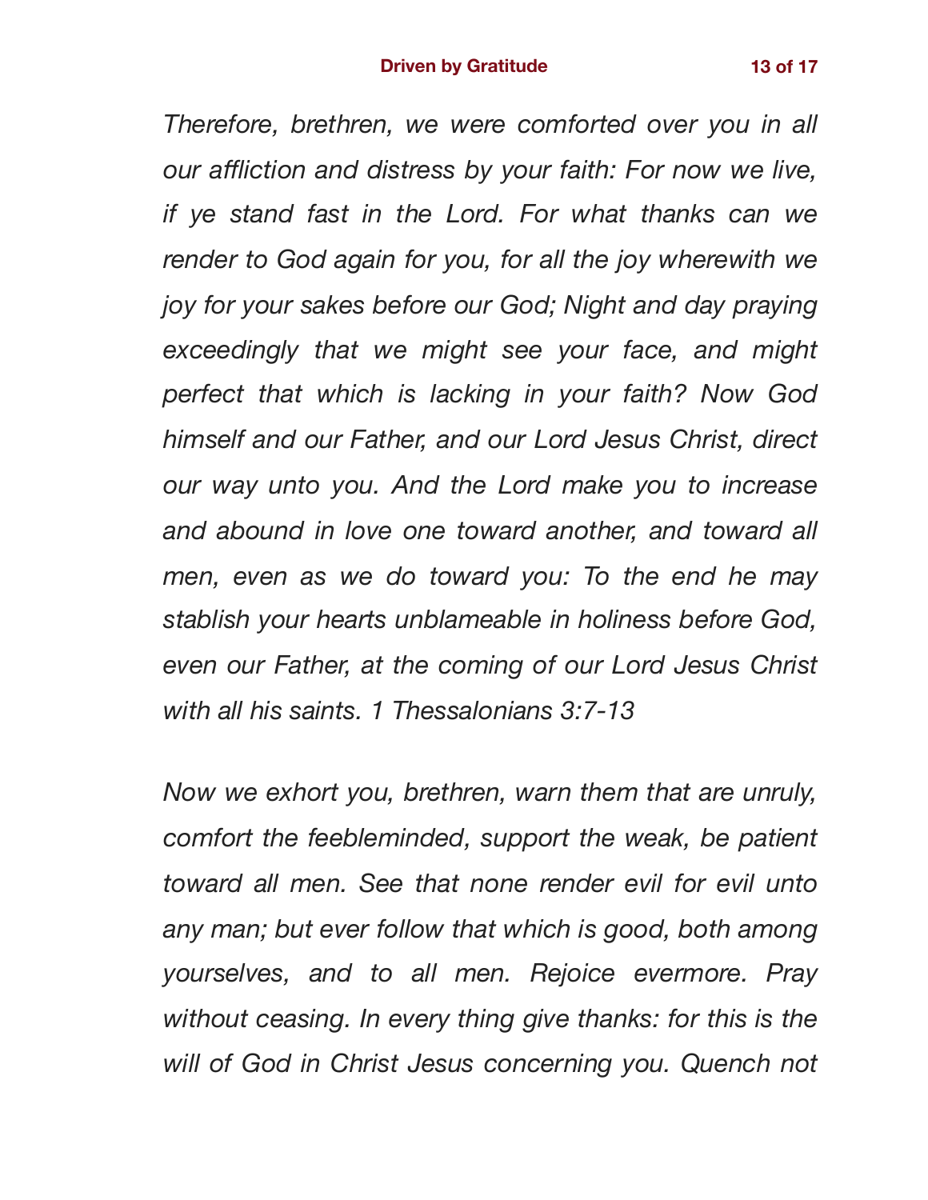*Therefore, brethren, we were comforted over you in all our affliction and distress by your faith: For now we live, if ye stand fast in the Lord. For what thanks can we render to God again for you, for all the joy wherewith we joy for your sakes before our God; Night and day praying exceedingly that we might see your face, and might perfect that which is lacking in your faith? Now God himself and our Father, and our Lord Jesus Christ, direct our way unto you. And the Lord make you to increase and abound in love one toward another, and toward all men, even as we do toward you: To the end he may stablish your hearts unblameable in holiness before God, even our Father, at the coming of our Lord Jesus Christ with all his saints. 1 Thessalonians 3:7-13*

*Now we exhort you, brethren, warn them that are unruly, comfort the feebleminded, support the weak, be patient toward all men. See that none render evil for evil unto any man; but ever follow that which is good, both among yourselves, and to all men. Rejoice evermore. Pray without ceasing. In every thing give thanks: for this is the will of God in Christ Jesus concerning you. Quench not*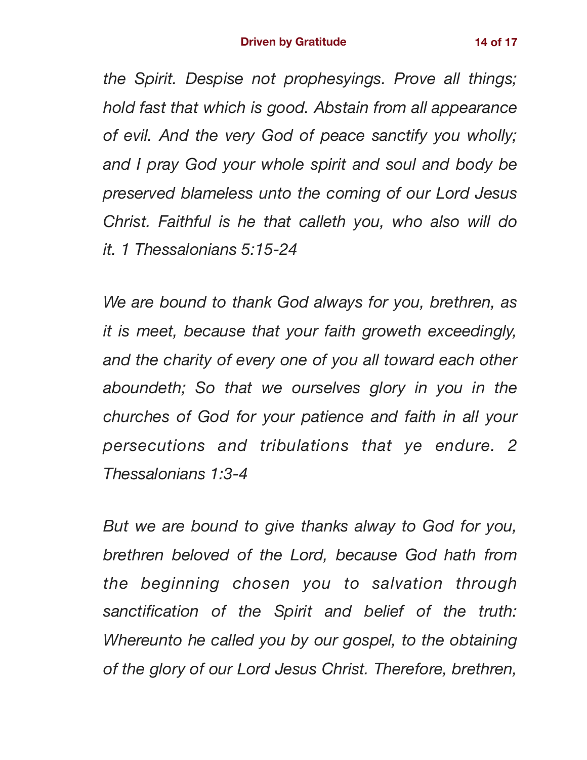*the Spirit. Despise not prophesyings. Prove all things; hold fast that which is good. Abstain from all appearance of evil. And the very God of peace sanctify you wholly; and I pray God your whole spirit and soul and body be preserved blameless unto the coming of our Lord Jesus Christ. Faithful is he that calleth you, who also will do it. 1 Thessalonians 5:15-24*

*We are bound to thank God always for you, brethren, as it is meet, because that your faith groweth exceedingly, and the charity of every one of you all toward each other aboundeth; So that we ourselves glory in you in the churches of God for your patience and faith in all your persecutions and tribulations that ye endure. 2 Thessalonians 1:3-4*

*But we are bound to give thanks alway to God for you, brethren beloved of the Lord, because God hath from the beginning chosen you to salvation through sanctification of the Spirit and belief of the truth: Whereunto he called you by our gospel, to the obtaining of the glory of our Lord Jesus Christ. Therefore, brethren,*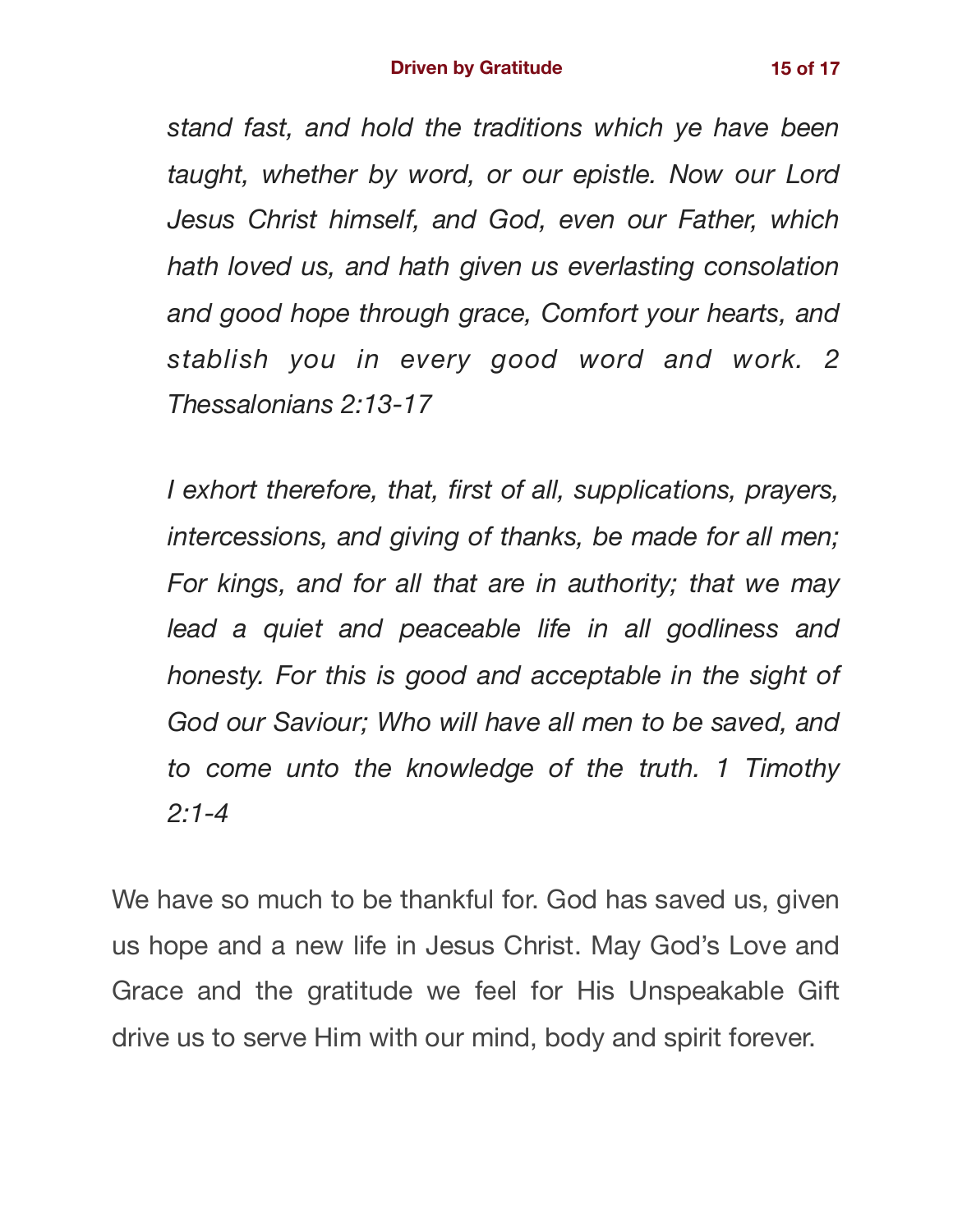*stand fast, and hold the traditions which ye have been taught, whether by word, or our epistle. Now our Lord Jesus Christ himself, and God, even our Father, which hath loved us, and hath given us everlasting consolation and good hope through grace, Comfort your hearts, and stablish you in every good word and work. 2 Thessalonians 2:13-17*

*I exhort therefore, that, first of all, supplications, prayers, intercessions, and giving of thanks, be made for all men; For kings, and for all that are in authority; that we may lead a quiet and peaceable life in all godliness and honesty. For this is good and acceptable in the sight of God our Saviour; Who will have all men to be saved, and to come unto the knowledge of the truth. 1 Timothy 2:1-4*

We have so much to be thankful for. God has saved us, given us hope and a new life in Jesus Christ. May God's Love and Grace and the gratitude we feel for His Unspeakable Gift drive us to serve Him with our mind, body and spirit forever.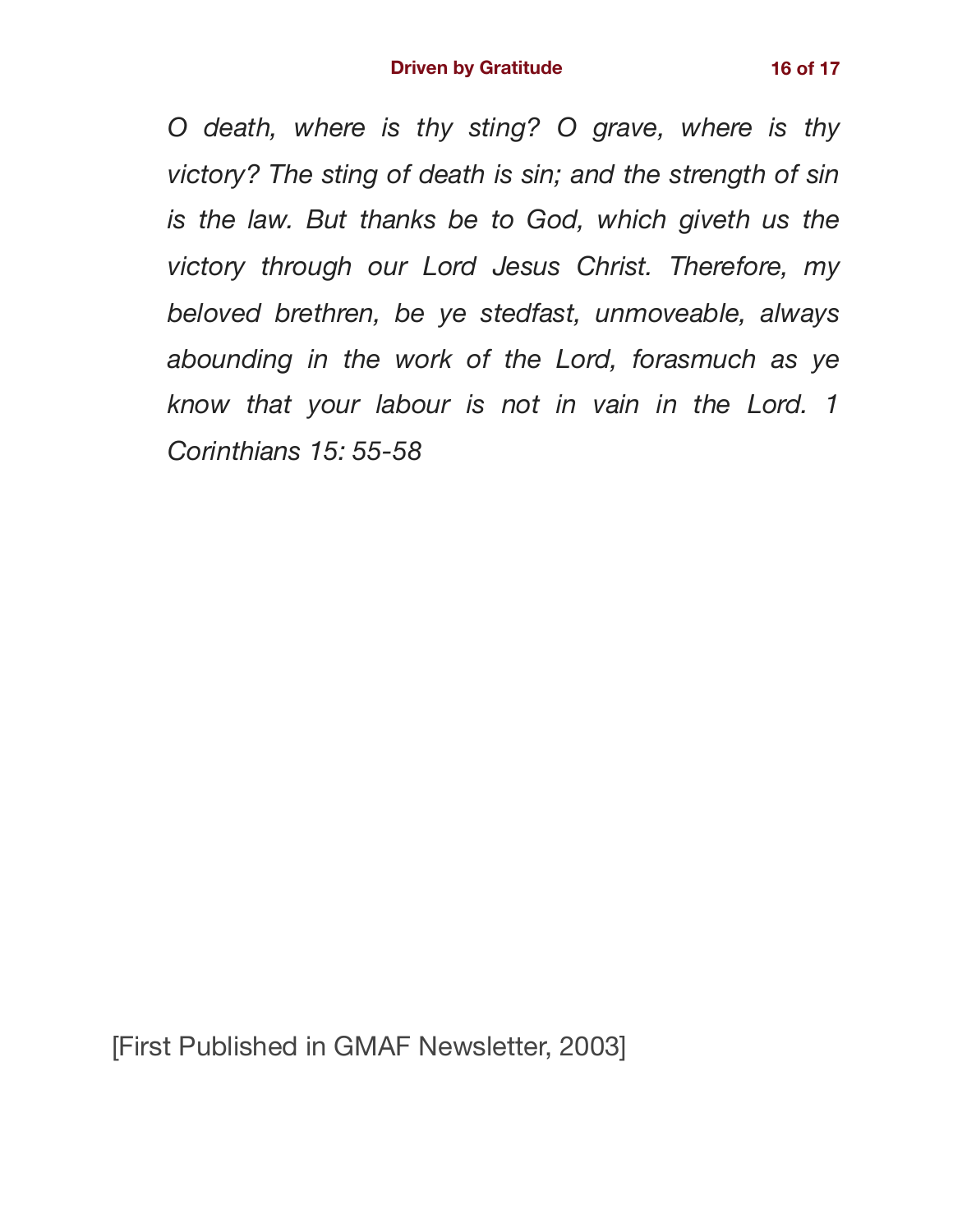*O death, where is thy sting? O grave, where is thy victory? The sting of death is sin; and the strength of sin is the law. But thanks be to God, which giveth us the victory through our Lord Jesus Christ. Therefore, my beloved brethren, be ye stedfast, unmoveable, always abounding in the work of the Lord, forasmuch as ye know that your labour is not in vain in the Lord. 1 Corinthians 15: 55-58*

[First Published in GMAF Newsletter, 2003]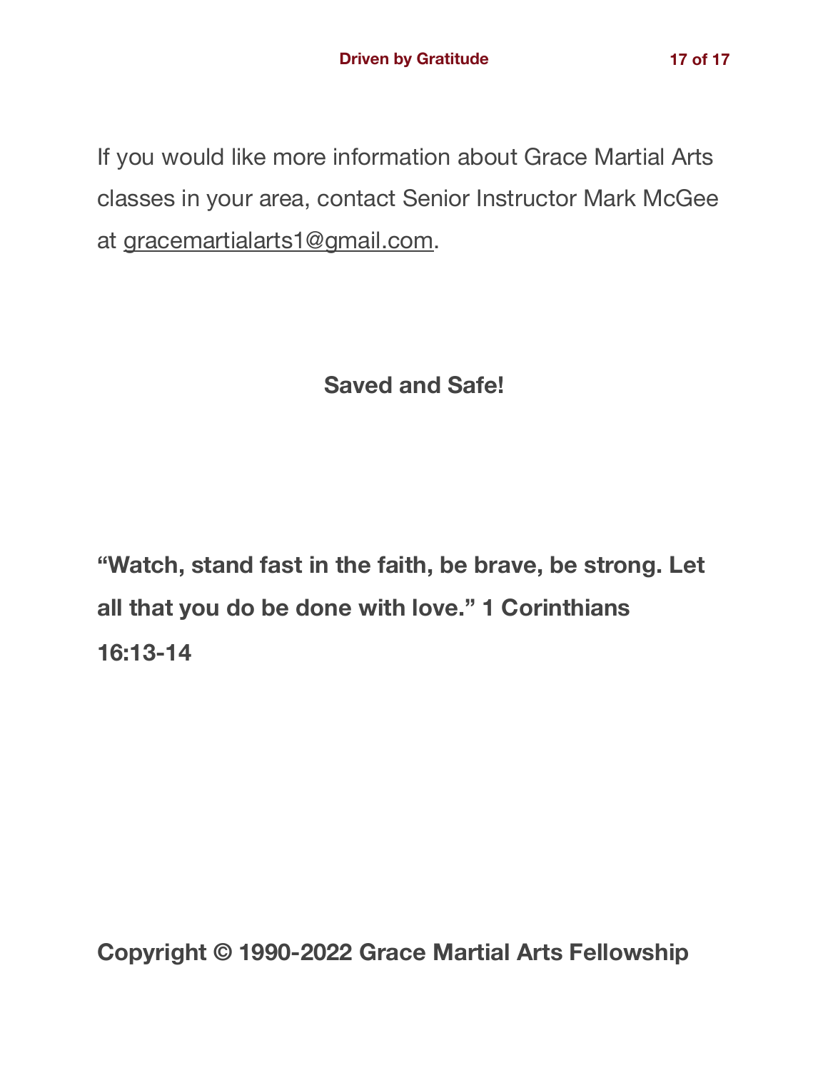If you would like more information about Grace Martial Arts classes in your area, contact Senior Instructor Mark McGee at gracemartialarts1@gmail.com.

**Saved and Safe!**

**“Watch, stand fast in the faith, be brave, be strong. Let all that you do be done with love.” 1 Corinthians 16:13-14**

**Copyright © 1990-2022 Grace Martial Arts Fellowship**